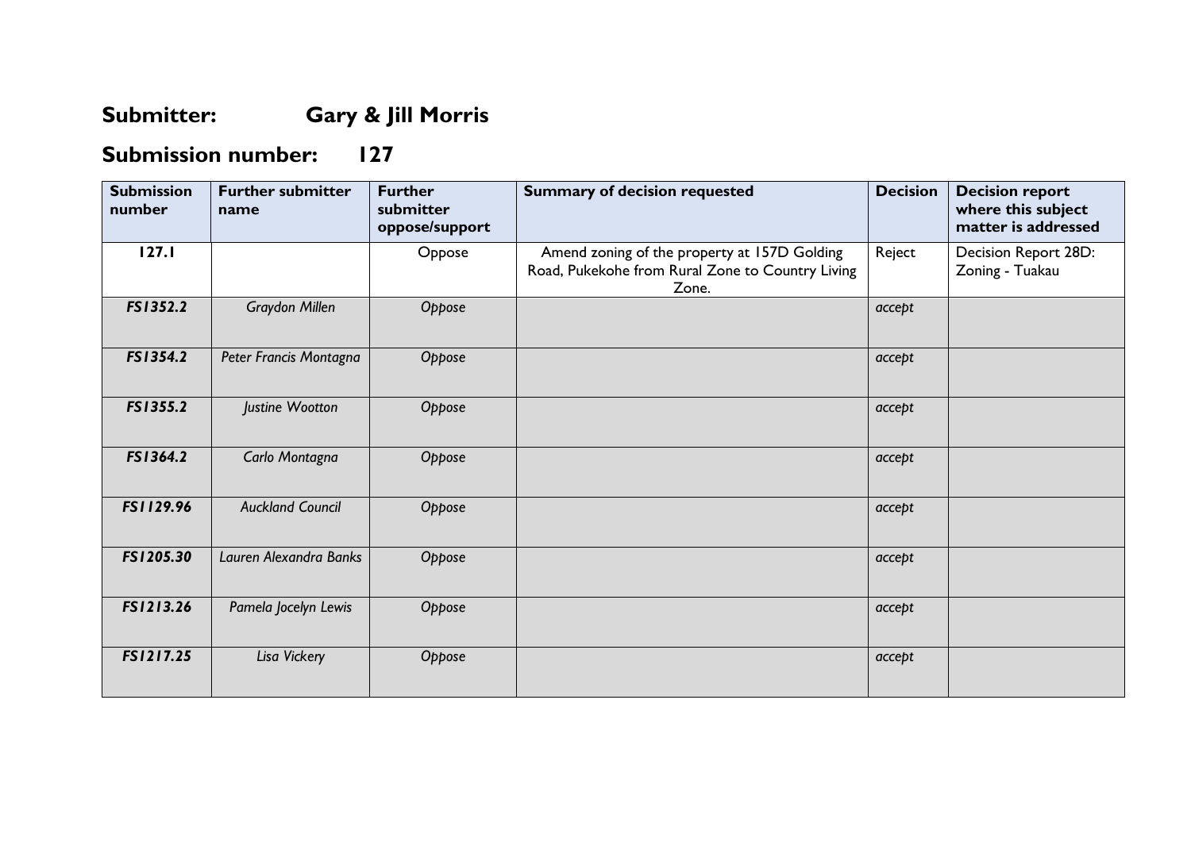# Submitter: Gary & Jill Morris

# Submission number: 127

| Submission number | Further submitter name | Further submitter oppose/support | Summary of decision requested | Decision | Decision report where this subject matter is addressed |
|---|---|---|---|---|---|
| **127.1** | | Oppose | Amend zoning of the property at 157D Golding Road, Pukekohe from Rural Zone to Country Living Zone. | Reject | Decision Report 28D: Zoning - Tuakau |
| ***FS1352.2*** | *Graydon Millen* | *Oppose* | | *accept* | |
| ***FS1354.2*** | *Peter Francis Montagna* | *Oppose* | | *accept* | |
| ***FS1355.2*** | *Justine Wootton* | *Oppose* | | *accept* | |
| ***FS1364.2*** | *Carlo Montagna* | *Oppose* | | *accept* | |
| ***FS1129.96*** | *Auckland Council* | *Oppose* | | *accept* | |
| ***FS1205.30*** | *Lauren Alexandra Banks* | *Oppose* | | *accept* | |
| ***FS1213.26*** | *Pamela Jocelyn Lewis* | *Oppose* | | *accept* | |
| ***FS1217.25*** | *Lisa Vickery* | *Oppose* | | *accept* | |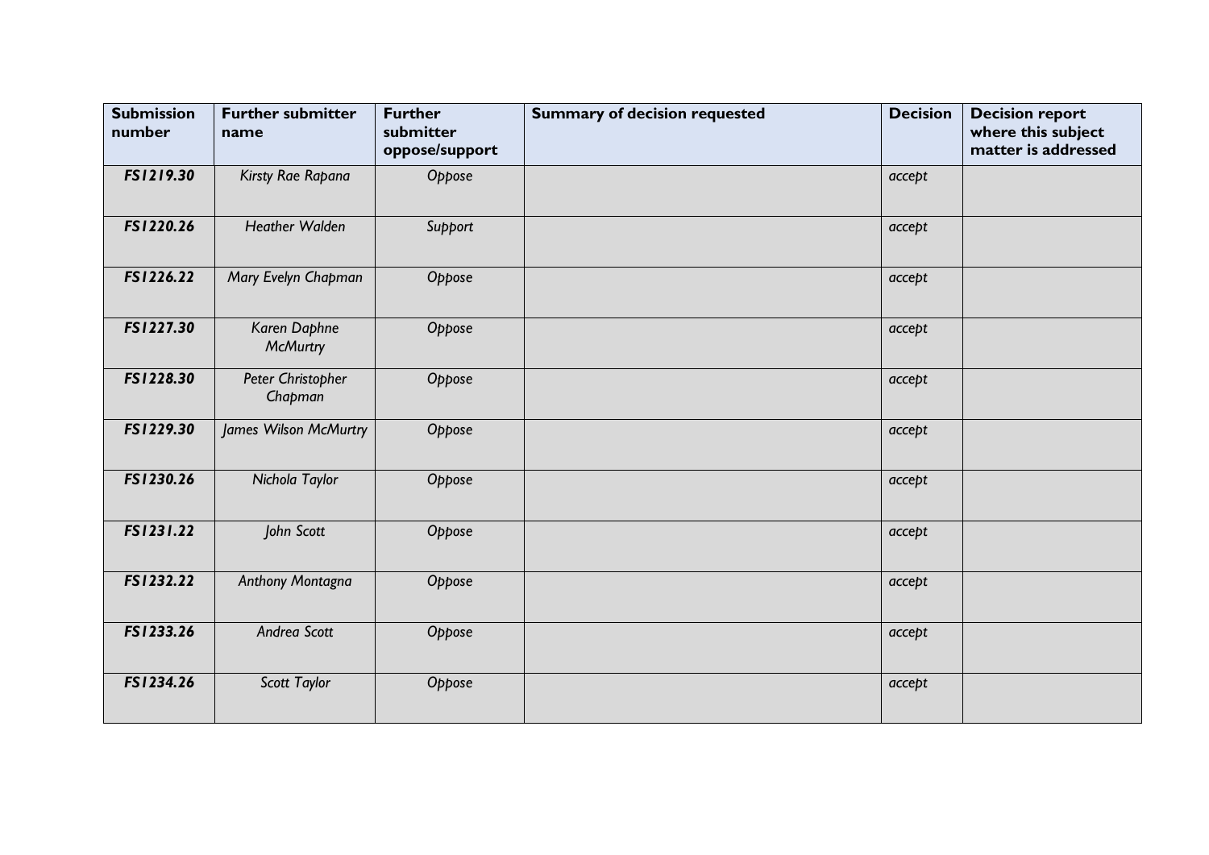| Submission number | Further submitter name | Further submitter oppose/support | Summary of decision requested | Decision | Decision report where this subject matter is addressed |
|---|---|---|---|---|---|
| ***FS1219.30*** | *Kirsty Rae Rapana* | *Oppose* | | *accept* | |
| ***FS1220.26*** | *Heather Walden* | *Support* | | *accept* | |
| ***FS1226.22*** | *Mary Evelyn Chapman* | *Oppose* | | *accept* | |
| ***FS1227.30*** | *Karen Daphne McMurtry* | *Oppose* | | *accept* | |
| ***FS1228.30*** | *Peter Christopher Chapman* | *Oppose* | | *accept* | |
| ***FS1229.30*** | *James Wilson McMurtry* | *Oppose* | | *accept* | |
| ***FS1230.26*** | *Nichola Taylor* | *Oppose* | | *accept* | |
| ***FS1231.22*** | *John Scott* | *Oppose* | | *accept* | |
| ***FS1232.22*** | *Anthony Montagna* | *Oppose* | | *accept* | |
| ***FS1233.26*** | *Andrea Scott* | *Oppose* | | *accept* | |
| ***FS1234.26*** | *Scott Taylor* | *Oppose* | | *accept* | |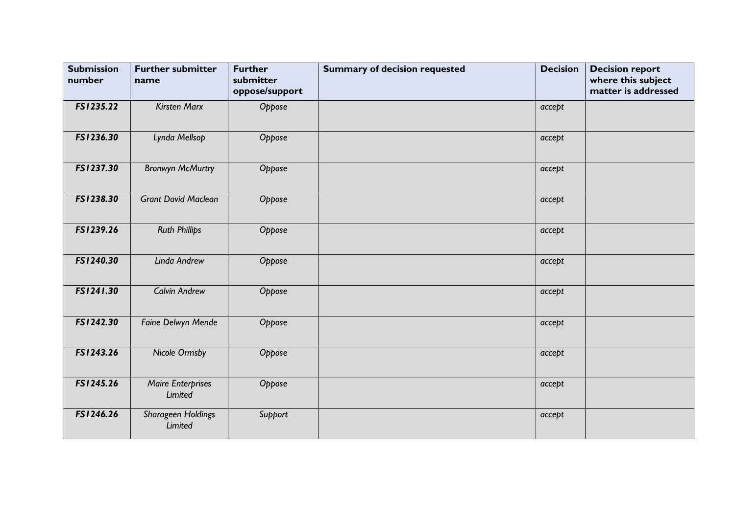| Submission number | Further submitter name | Further submitter oppose/support | Summary of decision requested | Decision | Decision report where this subject matter is addressed |
|---|---|---|---|---|---|
| ***FS1235.22*** | *Kirsten Marx* | *Oppose* | | *accept* | |
| ***FS1236.30*** | *Lynda Mellsop* | *Oppose* | | *accept* | |
| ***FS1237.30*** | *Bronwyn McMurtry* | *Oppose* | | *accept* | |
| ***FS1238.30*** | *Grant David Maclean* | *Oppose* | | *accept* | |
| ***FS1239.26*** | *Ruth Phillips* | *Oppose* | | *accept* | |
| ***FS1240.30*** | *Linda Andrew* | *Oppose* | | *accept* | |
| ***FS1241.30*** | *Calvin Andrew* | *Oppose* | | *accept* | |
| ***FS1242.30*** | *Faine Delwyn Mende* | *Oppose* | | *accept* | |
| ***FS1243.26*** | *Nicole Ormsby* | *Oppose* | | *accept* | |
| ***FS1245.26*** | *Maire Enterprises Limited* | *Oppose* | | *accept* | |
| ***FS1246.26*** | *Sharageen Holdings Limited* | *Support* | | *accept* | |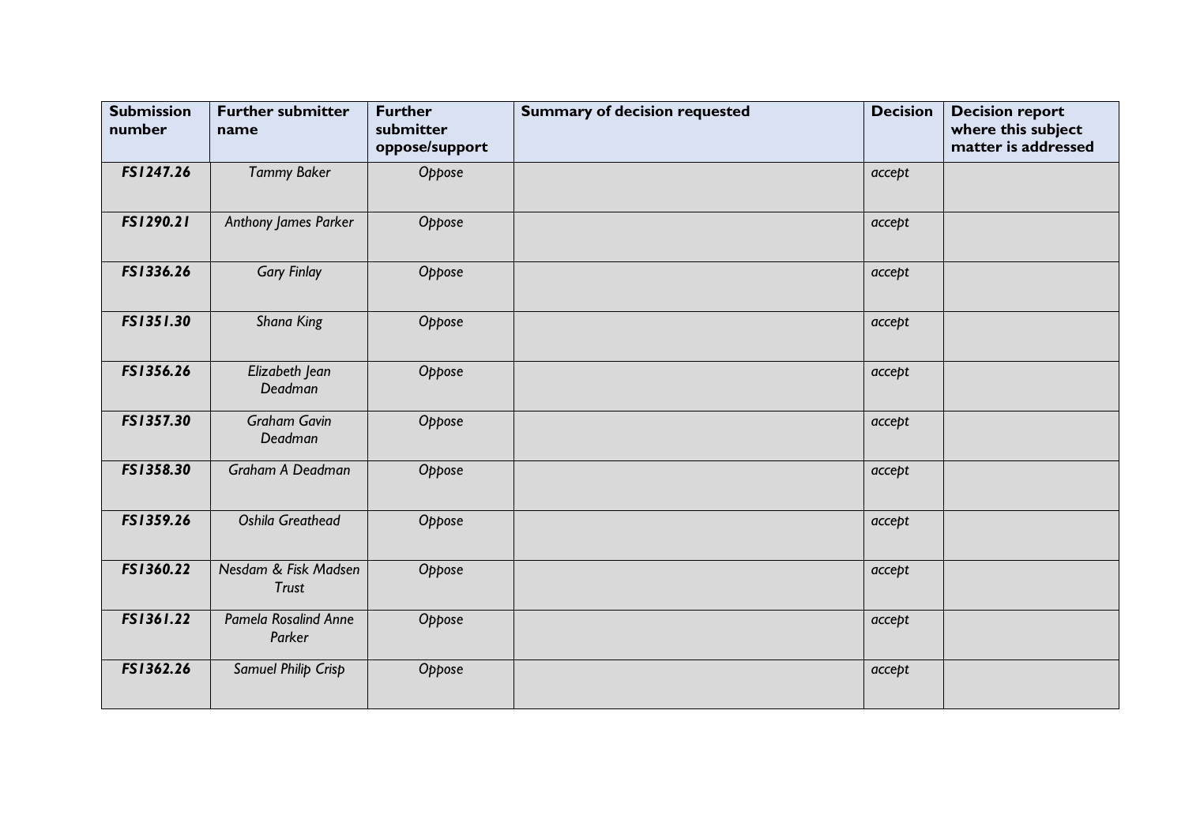| Submission number | Further submitter name | Further submitter oppose/support | Summary of decision requested | Decision | Decision report where this subject matter is addressed |
|---|---|---|---|---|---|
| ***FS1247.26*** | *Tammy Baker* | *Oppose* | | *accept* | |
| ***FS1290.21*** | *Anthony James Parker* | *Oppose* | | *accept* | |
| ***FS1336.26*** | *Gary Finlay* | *Oppose* | | *accept* | |
| ***FS1351.30*** | *Shana King* | *Oppose* | | *accept* | |
| ***FS1356.26*** | *Elizabeth Jean Deadman* | *Oppose* | | *accept* | |
| ***FS1357.30*** | *Graham Gavin Deadman* | *Oppose* | | *accept* | |
| ***FS1358.30*** | *Graham A Deadman* | *Oppose* | | *accept* | |
| ***FS1359.26*** | *Oshila Greathead* | *Oppose* | | *accept* | |
| ***FS1360.22*** | *Nesdam & Fisk Madsen Trust* | *Oppose* | | *accept* | |
| ***FS1361.22*** | *Pamela Rosalind Anne Parker* | *Oppose* | | *accept* | |
| ***FS1362.26*** | *Samuel Philip Crisp* | *Oppose* | | *accept* | |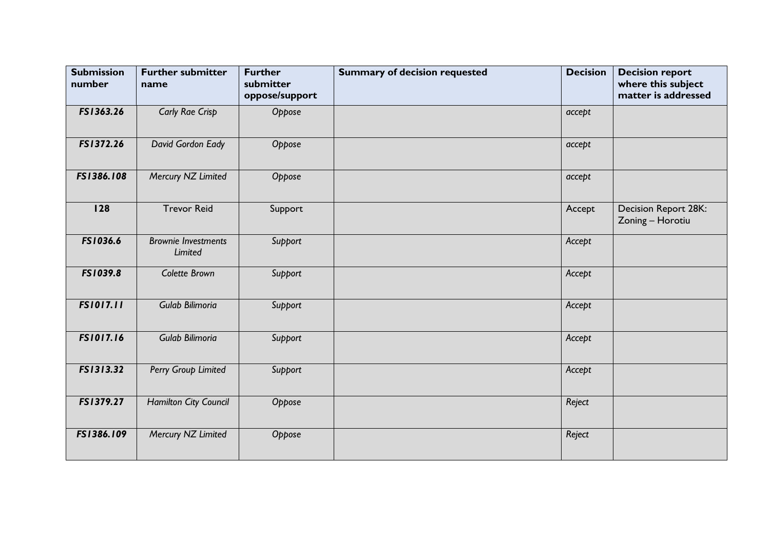| Submission number | Further submitter name | Further submitter oppose/support | Summary of decision requested | Decision | Decision report where this subject matter is addressed |
|---|---|---|---|---|---|
| ***FS1363.26*** | *Carly Rae Crisp* | *Oppose* | | *accept* | |
| ***FS1372.26*** | *David Gordon Eady* | *Oppose* | | *accept* | |
| ***FS1386.108*** | *Mercury NZ Limited* | *Oppose* | | *accept* | |
| **128** | Trevor Reid | Support | | Accept | Decision Report 28K: Zoning – Horotiu |
| ***FS1036.6*** | *Brownie Investments Limited* | *Support* | | *Accept* | |
| ***FS1039.8*** | *Colette Brown* | *Support* | | *Accept* | |
| ***FS1017.11*** | *Gulab Bilimoria* | *Support* | | *Accept* | |
| ***FS1017.16*** | *Gulab Bilimoria* | *Support* | | *Accept* | |
| ***FS1313.32*** | *Perry Group Limited* | *Support* | | *Accept* | |
| ***FS1379.27*** | *Hamilton City Council* | *Oppose* | | *Reject* | |
| ***FS1386.109*** | *Mercury NZ Limited* | *Oppose* | | *Reject* | |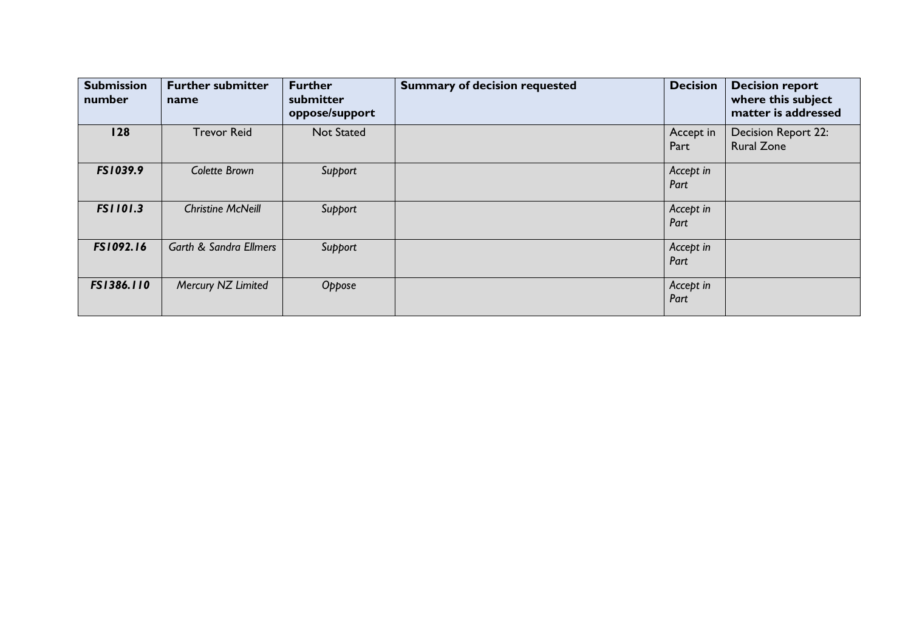| **Submission number** | **Further submitter name** | **Further submitter oppose/support** | **Summary of decision requested** | **Decision** | **Decision report where this subject matter is addressed** |
|---|---|---|---|---|---|
| **128** | Trevor Reid | Not Stated | | Accept in Part | Decision Report 22: Rural Zone |
| ***FS1039.9*** | *Colette Brown* | *Support* | | *Accept in Part* | |
| ***FS1101.3*** | *Christine McNeill* | *Support* | | *Accept in Part* | |
| ***FS1092.16*** | *Garth & Sandra Ellmers* | *Support* | | *Accept in Part* | |
| ***FS1386.110*** | *Mercury NZ Limited* | *Oppose* | | *Accept in Part* | |